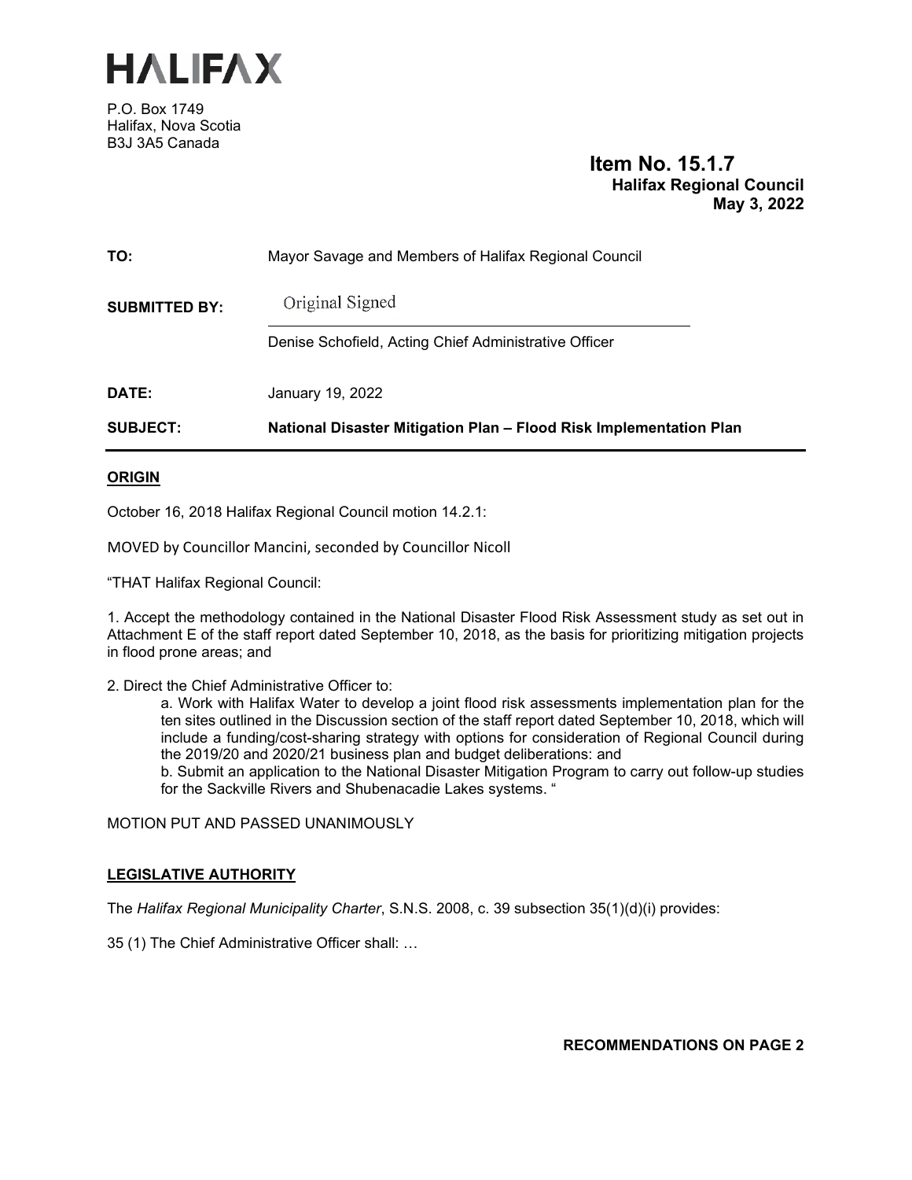# HALIFAX

P.O. Box 1749
Halifax, Nova Scotia
B3J 3A5 Canada

**Item No. 15.1.7**
**Halifax Regional Council**
**May 3, 2022**

| | |
|---|---|
| **TO:** | Mayor Savage and Members of Halifax Regional Council |
| **SUBMITTED BY:** | Original Signed<br>Denise Schofield, Acting Chief Administrative Officer |
| **DATE:** | January 19, 2022 |
| **SUBJECT:** | **National Disaster Mitigation Plan – Flood Risk Implementation Plan** |

## ORIGIN

October 16, 2018 Halifax Regional Council motion 14.2.1:

MOVED by Councillor Mancini, seconded by Councillor Nicoll

"THAT Halifax Regional Council:

1. Accept the methodology contained in the National Disaster Flood Risk Assessment study as set out in Attachment E of the staff report dated September 10, 2018, as the basis for prioritizing mitigation projects in flood prone areas; and

2. Direct the Chief Administrative Officer to:

   a. Work with Halifax Water to develop a joint flood risk assessments implementation plan for the ten sites outlined in the Discussion section of the staff report dated September 10, 2018, which will include a funding/cost-sharing strategy with options for consideration of Regional Council during the 2019/20 and 2020/21 business plan and budget deliberations: and

   b. Submit an application to the National Disaster Mitigation Program to carry out follow-up studies for the Sackville Rivers and Shubenacadie Lakes systems. "

MOTION PUT AND PASSED UNANIMOUSLY

## LEGISLATIVE AUTHORITY

The *Halifax Regional Municipality Charter*, S.N.S. 2008, c. 39 subsection 35(1)(d)(i) provides:

35 (1) The Chief Administrative Officer shall: …

**RECOMMENDATIONS ON PAGE 2**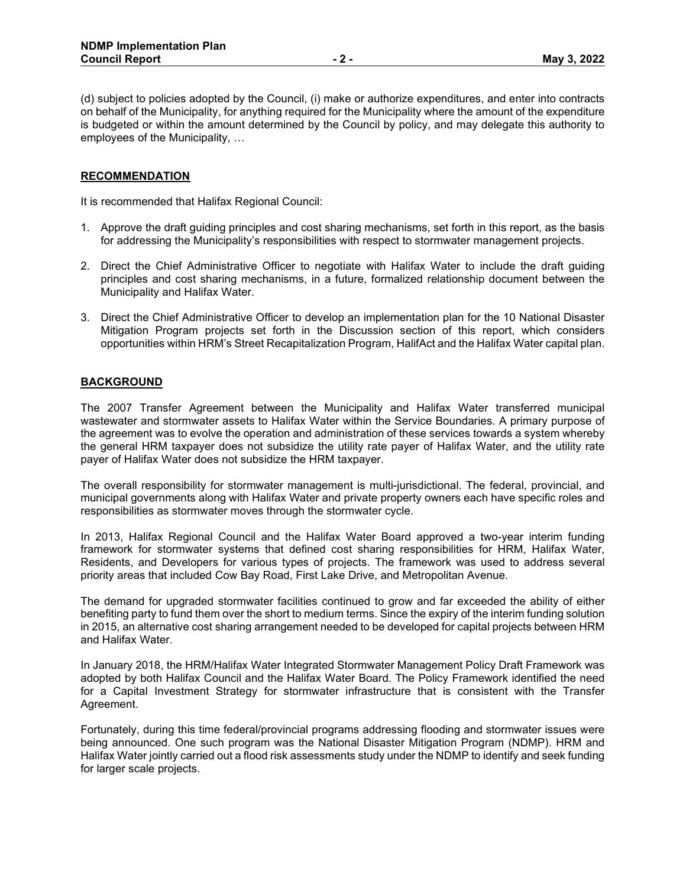(d) subject to policies adopted by the Council, (i) make or authorize expenditures, and enter into contracts on behalf of the Municipality, for anything required for the Municipality where the amount of the expenditure is budgeted or within the amount determined by the Council by policy, and may delegate this authority to employees of the Municipality, …

## RECOMMENDATION

It is recommended that Halifax Regional Council:

1. Approve the draft guiding principles and cost sharing mechanisms, set forth in this report, as the basis for addressing the Municipality's responsibilities with respect to stormwater management projects.
2. Direct the Chief Administrative Officer to negotiate with Halifax Water to include the draft guiding principles and cost sharing mechanisms, in a future, formalized relationship document between the Municipality and Halifax Water.
3. Direct the Chief Administrative Officer to develop an implementation plan for the 10 National Disaster Mitigation Program projects set forth in the Discussion section of this report, which considers opportunities within HRM's Street Recapitalization Program, HalifAct and the Halifax Water capital plan.

## BACKGROUND

The 2007 Transfer Agreement between the Municipality and Halifax Water transferred municipal wastewater and stormwater assets to Halifax Water within the Service Boundaries. A primary purpose of the agreement was to evolve the operation and administration of these services towards a system whereby the general HRM taxpayer does not subsidize the utility rate payer of Halifax Water, and the utility rate payer of Halifax Water does not subsidize the HRM taxpayer.

The overall responsibility for stormwater management is multi-jurisdictional. The federal, provincial, and municipal governments along with Halifax Water and private property owners each have specific roles and responsibilities as stormwater moves through the stormwater cycle.

In 2013, Halifax Regional Council and the Halifax Water Board approved a two-year interim funding framework for stormwater systems that defined cost sharing responsibilities for HRM, Halifax Water, Residents, and Developers for various types of projects. The framework was used to address several priority areas that included Cow Bay Road, First Lake Drive, and Metropolitan Avenue.

The demand for upgraded stormwater facilities continued to grow and far exceeded the ability of either benefiting party to fund them over the short to medium terms. Since the expiry of the interim funding solution in 2015, an alternative cost sharing arrangement needed to be developed for capital projects between HRM and Halifax Water.

In January 2018, the HRM/Halifax Water Integrated Stormwater Management Policy Draft Framework was adopted by both Halifax Council and the Halifax Water Board. The Policy Framework identified the need for a Capital Investment Strategy for stormwater infrastructure that is consistent with the Transfer Agreement.

Fortunately, during this time federal/provincial programs addressing flooding and stormwater issues were being announced. One such program was the National Disaster Mitigation Program (NDMP). HRM and Halifax Water jointly carried out a flood risk assessments study under the NDMP to identify and seek funding for larger scale projects.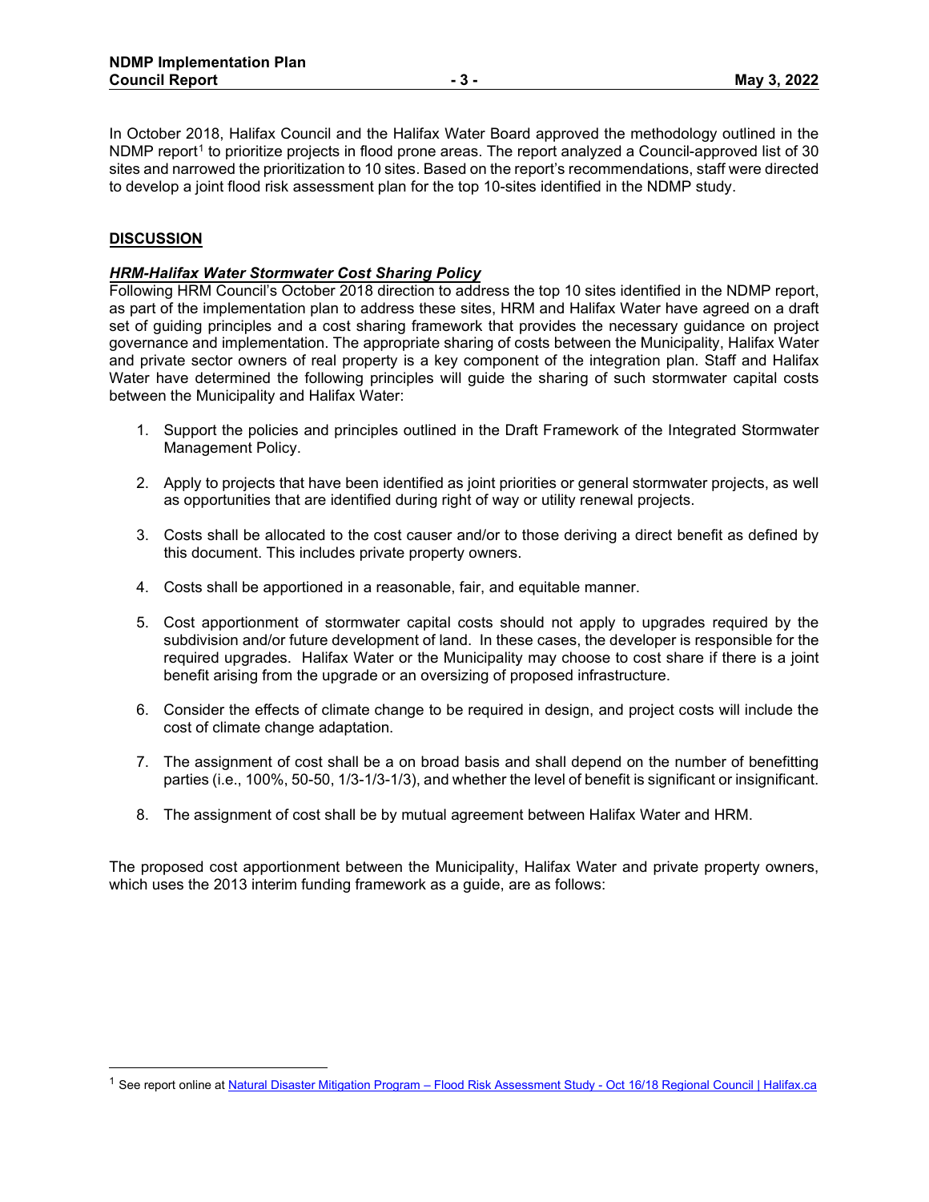In October 2018, Halifax Council and the Halifax Water Board approved the methodology outlined in the NDMP report[1] to prioritize projects in flood prone areas. The report analyzed a Council-approved list of 30 sites and narrowed the prioritization to 10 sites. Based on the report's recommendations, staff were directed to develop a joint flood risk assessment plan for the top 10-sites identified in the NDMP study.

## DISCUSSION

### ***HRM-Halifax Water Stormwater Cost Sharing Policy***

Following HRM Council's October 2018 direction to address the top 10 sites identified in the NDMP report, as part of the implementation plan to address these sites, HRM and Halifax Water have agreed on a draft set of guiding principles and a cost sharing framework that provides the necessary guidance on project governance and implementation. The appropriate sharing of costs between the Municipality, Halifax Water and private sector owners of real property is a key component of the integration plan. Staff and Halifax Water have determined the following principles will guide the sharing of such stormwater capital costs between the Municipality and Halifax Water:

1. Support the policies and principles outlined in the Draft Framework of the Integrated Stormwater Management Policy.
2. Apply to projects that have been identified as joint priorities or general stormwater projects, as well as opportunities that are identified during right of way or utility renewal projects.
3. Costs shall be allocated to the cost causer and/or to those deriving a direct benefit as defined by this document. This includes private property owners.
4. Costs shall be apportioned in a reasonable, fair, and equitable manner.
5. Cost apportionment of stormwater capital costs should not apply to upgrades required by the subdivision and/or future development of land. In these cases, the developer is responsible for the required upgrades. Halifax Water or the Municipality may choose to cost share if there is a joint benefit arising from the upgrade or an oversizing of proposed infrastructure.
6. Consider the effects of climate change to be required in design, and project costs will include the cost of climate change adaptation.
7. The assignment of cost shall be a on broad basis and shall depend on the number of benefitting parties (i.e., 100%, 50-50, 1/3-1/3-1/3), and whether the level of benefit is significant or insignificant.
8. The assignment of cost shall be by mutual agreement between Halifax Water and HRM.

The proposed cost apportionment between the Municipality, Halifax Water and private property owners, which uses the 2013 interim funding framework as a guide, are as follows:

---

[1] See report online at [Natural Disaster Mitigation Program – Flood Risk Assessment Study - Oct 16/18 Regional Council | Halifax.ca]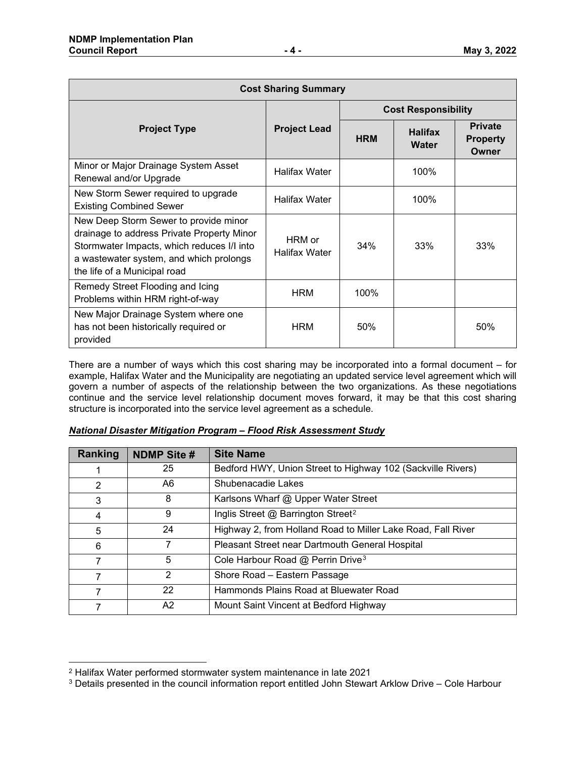| Cost Sharing Summary | | | | |
|---|---|---|---|---|
| **Project Type** | **Project Lead** | **Cost Responsibility** | | |
| | | **HRM** | **Halifax Water** | **Private Property Owner** |
| Minor or Major Drainage System Asset Renewal and/or Upgrade | Halifax Water | | 100% | |
| New Storm Sewer required to upgrade Existing Combined Sewer | Halifax Water | | 100% | |
| New Deep Storm Sewer to provide minor drainage to address Private Property Minor Stormwater Impacts, which reduces I/I into a wastewater system, and which prolongs the life of a Municipal road | HRM or Halifax Water | 34% | 33% | 33% |
| Remedy Street Flooding and Icing Problems within HRM right-of-way | HRM | 100% | | |
| New Major Drainage System where one has not been historically required or provided | HRM | 50% | | 50% |

There are a number of ways which this cost sharing may be incorporated into a formal document – for example, Halifax Water and the Municipality are negotiating an updated service level agreement which will govern a number of aspects of the relationship between the two organizations. As these negotiations continue and the service level relationship document moves forward, it may be that this cost sharing structure is incorporated into the service level agreement as a schedule.

***National Disaster Mitigation Program – Flood Risk Assessment Study***

| Ranking | NDMP Site # | Site Name |
|---|---|---|
| 1 | 25 | Bedford HWY, Union Street to Highway 102 (Sackville Rivers) |
| 2 | A6 | Shubenacadie Lakes |
| 3 | 8 | Karlsons Wharf @ Upper Water Street |
| 4 | 9 | Inglis Street @ Barrington Street[2] |
| 5 | 24 | Highway 2, from Holland Road to Miller Lake Road, Fall River |
| 6 | 7 | Pleasant Street near Dartmouth General Hospital |
| 7 | 5 | Cole Harbour Road @ Perrin Drive[3] |
| 7 | 2 | Shore Road – Eastern Passage |
| 7 | 22 | Hammonds Plains Road at Bluewater Road |
| 7 | A2 | Mount Saint Vincent at Bedford Highway |

[2] Halifax Water performed stormwater system maintenance in late 2021

[3] Details presented in the council information report entitled John Stewart Arklow Drive – Cole Harbour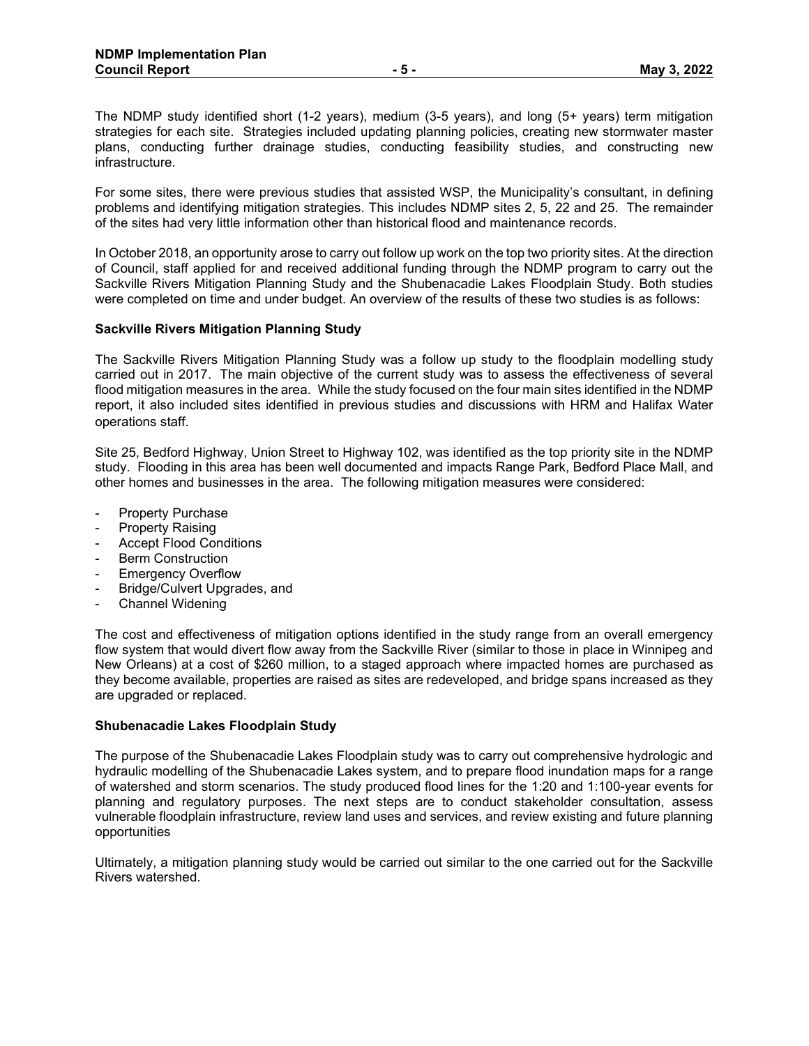The NDMP study identified short (1-2 years), medium (3-5 years), and long (5+ years) term mitigation strategies for each site. Strategies included updating planning policies, creating new stormwater master plans, conducting further drainage studies, conducting feasibility studies, and constructing new infrastructure.

For some sites, there were previous studies that assisted WSP, the Municipality's consultant, in defining problems and identifying mitigation strategies. This includes NDMP sites 2, 5, 22 and 25. The remainder of the sites had very little information other than historical flood and maintenance records.

In October 2018, an opportunity arose to carry out follow up work on the top two priority sites. At the direction of Council, staff applied for and received additional funding through the NDMP program to carry out the Sackville Rivers Mitigation Planning Study and the Shubenacadie Lakes Floodplain Study. Both studies were completed on time and under budget. An overview of the results of these two studies is as follows:

**Sackville Rivers Mitigation Planning Study**

The Sackville Rivers Mitigation Planning Study was a follow up study to the floodplain modelling study carried out in 2017. The main objective of the current study was to assess the effectiveness of several flood mitigation measures in the area. While the study focused on the four main sites identified in the NDMP report, it also included sites identified in previous studies and discussions with HRM and Halifax Water operations staff.

Site 25, Bedford Highway, Union Street to Highway 102, was identified as the top priority site in the NDMP study. Flooding in this area has been well documented and impacts Range Park, Bedford Place Mall, and other homes and businesses in the area. The following mitigation measures were considered:

- Property Purchase
- Property Raising
- Accept Flood Conditions
- Berm Construction
- Emergency Overflow
- Bridge/Culvert Upgrades, and
- Channel Widening

The cost and effectiveness of mitigation options identified in the study range from an overall emergency flow system that would divert flow away from the Sackville River (similar to those in place in Winnipeg and New Orleans) at a cost of $260 million, to a staged approach where impacted homes are purchased as they become available, properties are raised as sites are redeveloped, and bridge spans increased as they are upgraded or replaced.

**Shubenacadie Lakes Floodplain Study**

The purpose of the Shubenacadie Lakes Floodplain study was to carry out comprehensive hydrologic and hydraulic modelling of the Shubenacadie Lakes system, and to prepare flood inundation maps for a range of watershed and storm scenarios. The study produced flood lines for the 1:20 and 1:100-year events for planning and regulatory purposes. The next steps are to conduct stakeholder consultation, assess vulnerable floodplain infrastructure, review land uses and services, and review existing and future planning opportunities

Ultimately, a mitigation planning study would be carried out similar to the one carried out for the Sackville Rivers watershed.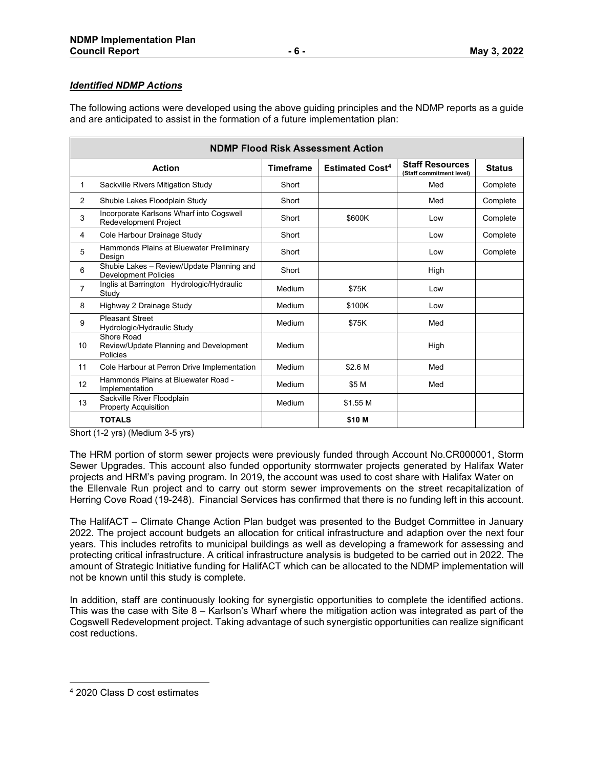### ***Identified NDMP Actions***

The following actions were developed using the above guiding principles and the NDMP reports as a guide and are anticipated to assist in the formation of a future implementation plan:

| NDMP Flood Risk Assessment Action | | | | | |
|---|---|---|---|---|---|
| | **Action** | **Timeframe** | **Estimated Cost[4]** | **Staff Resources** (Staff commitment level) | **Status** |
| 1 | Sackville Rivers Mitigation Study | Short | | Med | Complete |
| 2 | Shubie Lakes Floodplain Study | Short | | Med | Complete |
| 3 | Incorporate Karlsons Wharf into Cogswell Redevelopment Project | Short | \$600K | Low | Complete |
| 4 | Cole Harbour Drainage Study | Short | | Low | Complete |
| 5 | Hammonds Plains at Bluewater Preliminary Design | Short | | Low | Complete |
| 6 | Shubie Lakes – Review/Update Planning and Development Policies | Short | | High | |
| 7 | Inglis at Barrington Hydrologic/Hydraulic Study | Medium | \$75K | Low | |
| 8 | Highway 2 Drainage Study | Medium | \$100K | Low | |
| 9 | Pleasant Street Hydrologic/Hydraulic Study | Medium | \$75K | Med | |
| 10 | Shore Road Review/Update Planning and Development Policies | Medium | | High | |
| 11 | Cole Harbour at Perron Drive Implementation | Medium | \$2.6 M | Med | |
| 12 | Hammonds Plains at Bluewater Road - Implementation | Medium | \$5 M | Med | |
| 13 | Sackville River Floodplain Property Acquisition | Medium | \$1.55 M | | |
| | **TOTALS** | | **\$10 M** | | |

Short (1-2 yrs) (Medium 3-5 yrs)

The HRM portion of storm sewer projects were previously funded through Account No.CR000001, Storm Sewer Upgrades. This account also funded opportunity stormwater projects generated by Halifax Water projects and HRM's paving program. In 2019, the account was used to cost share with Halifax Water on the Ellenvale Run project and to carry out storm sewer improvements on the street recapitalization of Herring Cove Road (19-248). Financial Services has confirmed that there is no funding left in this account.

The HalifACT – Climate Change Action Plan budget was presented to the Budget Committee in January 2022. The project account budgets an allocation for critical infrastructure and adaption over the next four years. This includes retrofits to municipal buildings as well as developing a framework for assessing and protecting critical infrastructure. A critical infrastructure analysis is budgeted to be carried out in 2022. The amount of Strategic Initiative funding for HalifACT which can be allocated to the NDMP implementation will not be known until this study is complete.

In addition, staff are continuously looking for synergistic opportunities to complete the identified actions. This was the case with Site 8 – Karlson's Wharf where the mitigation action was integrated as part of the Cogswell Redevelopment project. Taking advantage of such synergistic opportunities can realize significant cost reductions.

---

[4] 2020 Class D cost estimates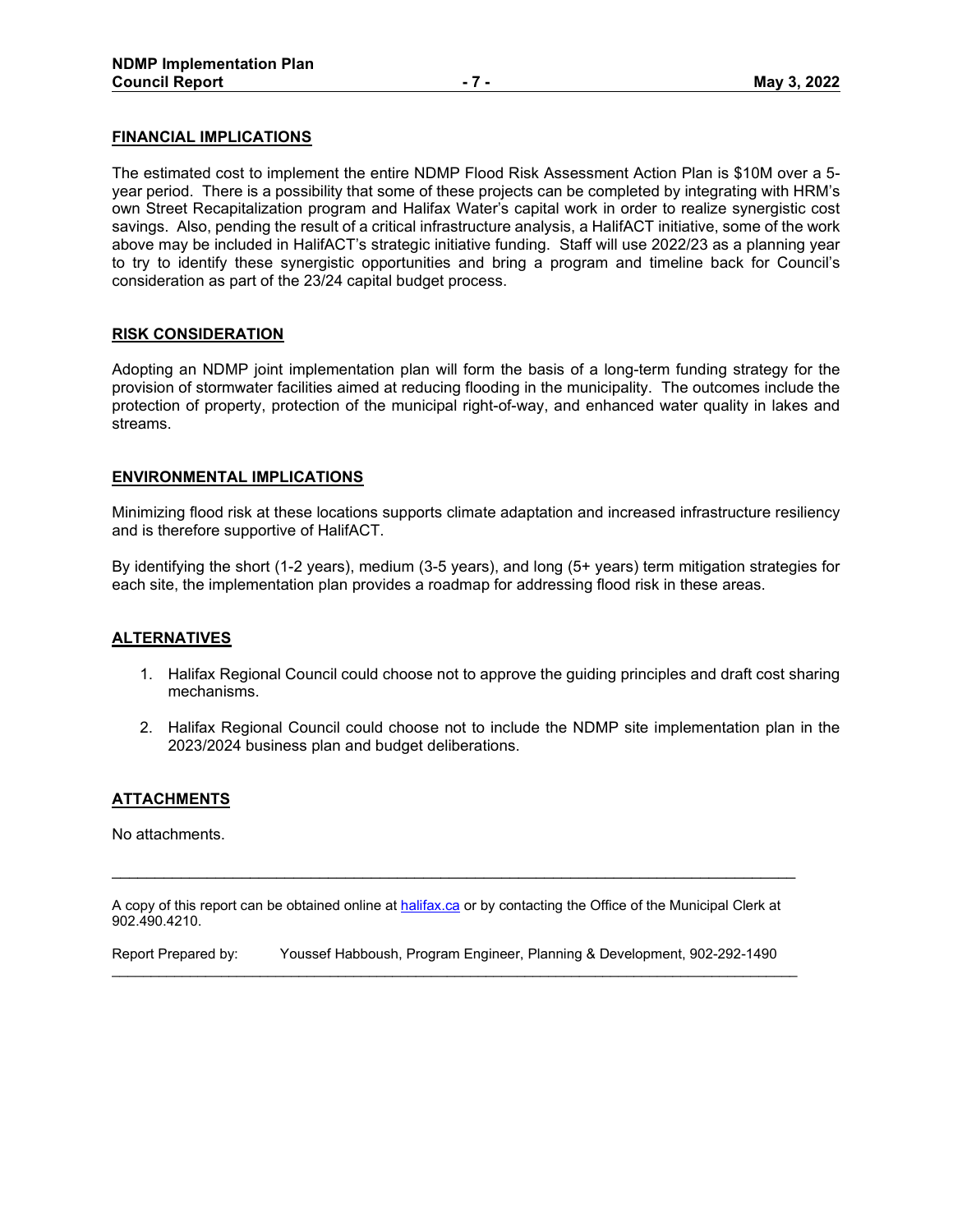## FINANCIAL IMPLICATIONS

The estimated cost to implement the entire NDMP Flood Risk Assessment Action Plan is $10M over a 5-year period. There is a possibility that some of these projects can be completed by integrating with HRM's own Street Recapitalization program and Halifax Water's capital work in order to realize synergistic cost savings. Also, pending the result of a critical infrastructure analysis, a HalifACT initiative, some of the work above may be included in HalifACT's strategic initiative funding. Staff will use 2022/23 as a planning year to try to identify these synergistic opportunities and bring a program and timeline back for Council's consideration as part of the 23/24 capital budget process.

## RISK CONSIDERATION

Adopting an NDMP joint implementation plan will form the basis of a long-term funding strategy for the provision of stormwater facilities aimed at reducing flooding in the municipality. The outcomes include the protection of property, protection of the municipal right-of-way, and enhanced water quality in lakes and streams.

## ENVIRONMENTAL IMPLICATIONS

Minimizing flood risk at these locations supports climate adaptation and increased infrastructure resiliency and is therefore supportive of HalifACT.

By identifying the short (1-2 years), medium (3-5 years), and long (5+ years) term mitigation strategies for each site, the implementation plan provides a roadmap for addressing flood risk in these areas.

## ALTERNATIVES

1. Halifax Regional Council could choose not to approve the guiding principles and draft cost sharing mechanisms.
2. Halifax Regional Council could choose not to include the NDMP site implementation plan in the 2023/2024 business plan and budget deliberations.

## ATTACHMENTS

No attachments.

---

A copy of this report can be obtained online at [halifax.ca](halifax.ca) or by contacting the Office of the Municipal Clerk at 902.490.4210.

Report Prepared by: Youssef Habboush, Program Engineer, Planning & Development, 902-292-1490

---